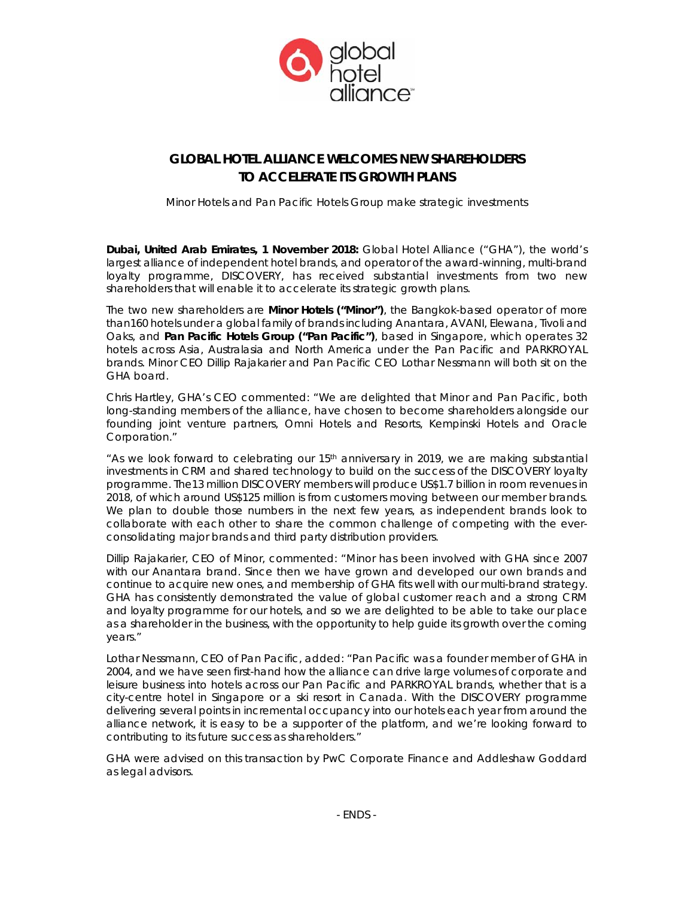# GLOBAL HOTEL ALLIANCE WELCOMES NEW SHAREHOLDERS TO ACCELERATE ITS GROWTH PLANS

*Minor Hotels and Pan Pacific Hotels Group make strategic investments*

**Dubai, United Arab Emirates, 1 November 2018:** Global Hotel Alliance ("GHA"), the world's largest alliance of independent hotel brands, and operator of the award-winning, multi-brand loyalty programme, DISCOVERY, has received substantial investments from two new shareholders that will enable it to accelerate its strategic growth plans.

The two new shareholders are **Minor Hotels ("Minor")**, the Bangkok-based operator of more than160 hotels under a global family of brands including Anantara, AVANI, Elewana, Tivoli and Oaks, and **Pan Pacific Hotels Group ("Pan Pacific")**, based in Singapore, which operates 32 hotels across Asia, Australasia and North America under the Pan Pacific and PARKROYAL brands. Minor CEO Dillip Rajakarier and Pan Pacific CEO Lothar Nessmann will both sit on the GHA board.

Chris Hartley, GHA's CEO commented: "We are delighted that Minor and Pan Pacific, both long-standing members of the alliance, have chosen to become shareholders alongside our founding joint venture partners, Omni Hotels and Resorts, Kempinski Hotels and Oracle Corporation."

"As we look forward to celebrating our 15th anniversary in 2019, we are making substantial investments in CRM and shared technology to build on the success of the DISCOVERY loyalty programme. The13 million DISCOVERY members will produce US$1.7 billion in room revenues in 2018, of which around US$125 million is from customers moving between our member brands. We plan to double those numbers in the next few years, as independent brands look to collaborate with each other to share the common challenge of competing with the ever-consolidating major brands and third party distribution providers.

Dillip Rajakarier, CEO of Minor, commented: "Minor has been involved with GHA since 2007 with our Anantara brand. Since then we have grown and developed our own brands and continue to acquire new ones, and membership of GHA fits well with our multi-brand strategy. GHA has consistently demonstrated the value of global customer reach and a strong CRM and loyalty programme for our hotels, and so we are delighted to be able to take our place as a shareholder in the business, with the opportunity to help guide its growth over the coming years."

Lothar Nessmann, CEO of Pan Pacific, added: "Pan Pacific was a founder member of GHA in 2004, and we have seen first-hand how the alliance can drive large volumes of corporate and leisure business into hotels across our Pan Pacific and PARKROYAL brands, whether that is a city-centre hotel in Singapore or a ski resort in Canada. With the DISCOVERY programme delivering several points in incremental occupancy into our hotels each year from around the alliance network, it is easy to be a supporter of the platform, and we're looking forward to contributing to its future success as shareholders."

GHA were advised on this transaction by PwC Corporate Finance and Addleshaw Goddard as legal advisors.

- ENDS -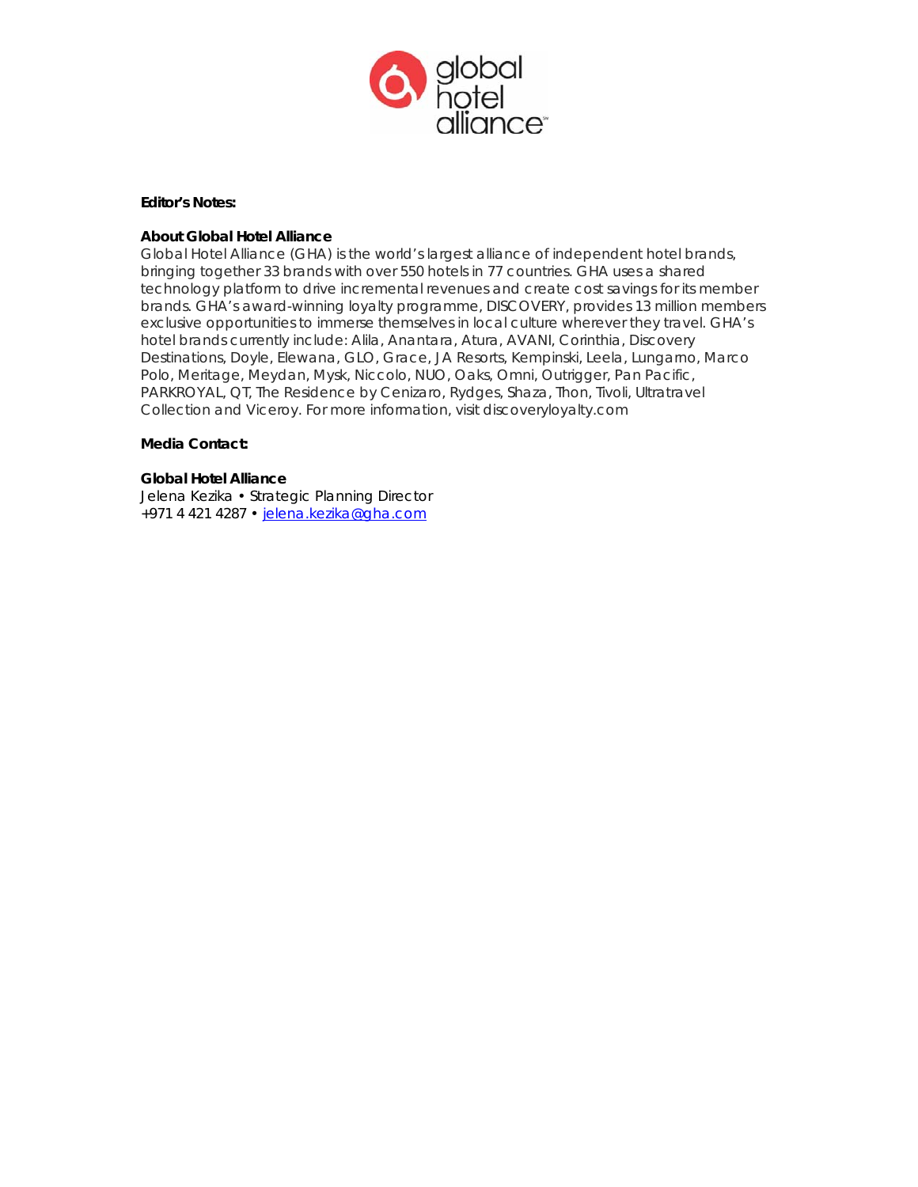**Editor's Notes:**

**About Global Hotel Alliance**
Global Hotel Alliance (GHA) is the world's largest alliance of independent hotel brands, bringing together 33 brands with over 550 hotels in 77 countries. GHA uses a shared technology platform to drive incremental revenues and create cost savings for its member brands. GHA's award-winning loyalty programme, DISCOVERY, provides 13 million members exclusive opportunities to immerse themselves in local culture wherever they travel. GHA's hotel brands currently include: Alila, Anantara, Atura, AVANI, Corinthia, Discovery Destinations, Doyle, Elewana, GLO, Grace, JA Resorts, Kempinski, Leela, Lungarno, Marco Polo, Meritage, Meydan, Mysk, Niccolo, NUO, Oaks, Omni, Outrigger, Pan Pacific, PARKROYAL, QT, The Residence by Cenizaro, Rydges, Shaza, Thon, Tivoli, Ultratravel Collection and Viceroy. For more information, visit discoveryloyalty.com

**Media Contact:**

**Global Hotel Alliance**
Jelena Kezika • Strategic Planning Director
+971 4 421 4287 • jelena.kezika@gha.com